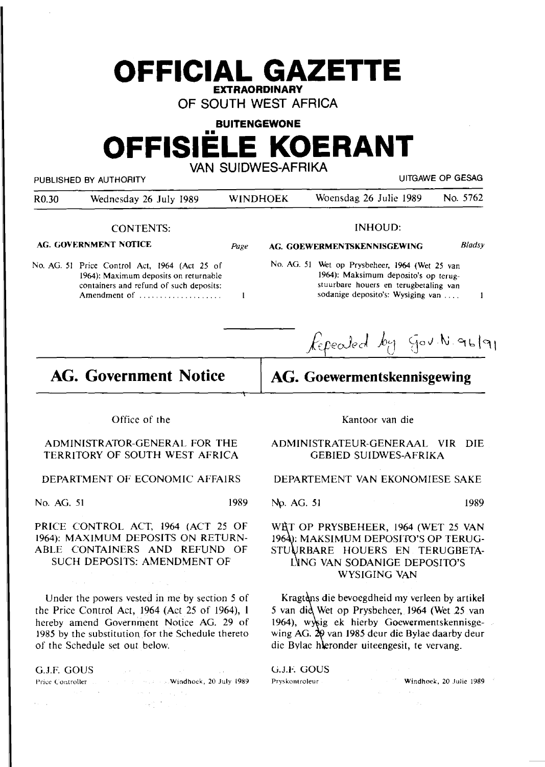# OFFICIAL GAZETTE

**EXTRAORDINARY**

OF SOUTH WEST AFRICA

**BUITENGEWONE**

# OFFISIËLE KOERANT

VAN SUIDWES-AFRIKA

PUBLISHED BY AUTHORITY — UITGAWE OP GESAG

| R0.30 | Wednesday 26 July 1989 | WINDHOEK | Woensdag 26 Julie 1989 | No. 5762 |
|---|---|---|---|---|

CONTENTS:

**AG. GOVERNMENT NOTICE** — *Page*

No. AG. 51 Price Control Act, 1964 (Act 25 of 1964): Maximum deposits on returnable containers and refund of such deposits: Amendment of .................... 1

INHOUD:

**AG. GOEWERMENTSKENNISGEWING** — *Bladsy*

No. AG. 51 Wet op Prysbeheer, 1964 (Wet 25 van 1964): Maksimum deposito's op terugstuurbare houers en terugbetaling van sodanige deposito's: Wysiging van .... 1

Repealed by Gov. N. 96/91

## AG. Government Notice

Office of the

ADMINISTRATOR-GENERAL FOR THE TERRITORY OF SOUTH WEST AFRICA

DEPARTMENT OF ECONOMIC AFFAIRS

No. AG. 51 1989

PRICE CONTROL ACT, 1964 (ACT 25 OF 1964): MAXIMUM DEPOSITS ON RETURNABLE CONTAINERS AND REFUND OF SUCH DEPOSITS: AMENDMENT OF

Under the powers vested in me by section 5 of the Price Control Act, 1964 (Act 25 of 1964), I hereby amend Government Notice AG. 29 of 1985 by the substitution for the Schedule thereto of the Schedule set out below.

G.J.F. GOUS
Price Controller — Windhoek, 20 July 1989

## AG. Goewermentskennisgewing

Kantoor van die

ADMINISTRATEUR-GENERAAL VIR DIE GEBIED SUIDWES-AFRIKA

DEPARTEMENT VAN EKONOMIESE SAKE

No. AG. 51 1989

WET OP PRYSBEHEER, 1964 (WET 25 VAN 1964): MAKSIMUM DEPOSITO'S OP TERUGSTUURBARE HOUERS EN TERUGBETALING VAN SODANIGE DEPOSITO'S WYSIGING VAN

Kragtens die bevoegdheid my verleen by artikel 5 van die Wet op Prysbeheer, 1964 (Wet 25 van 1964), wysig ek hierby Goewermentskennisgewing AG. 29 van 1985 deur die Bylae daarby deur die Bylae hieronder uiteengesit, te vervang.

G.J.F. GOUS
Pryskontroleur — Windhoek, 20 Julie 1989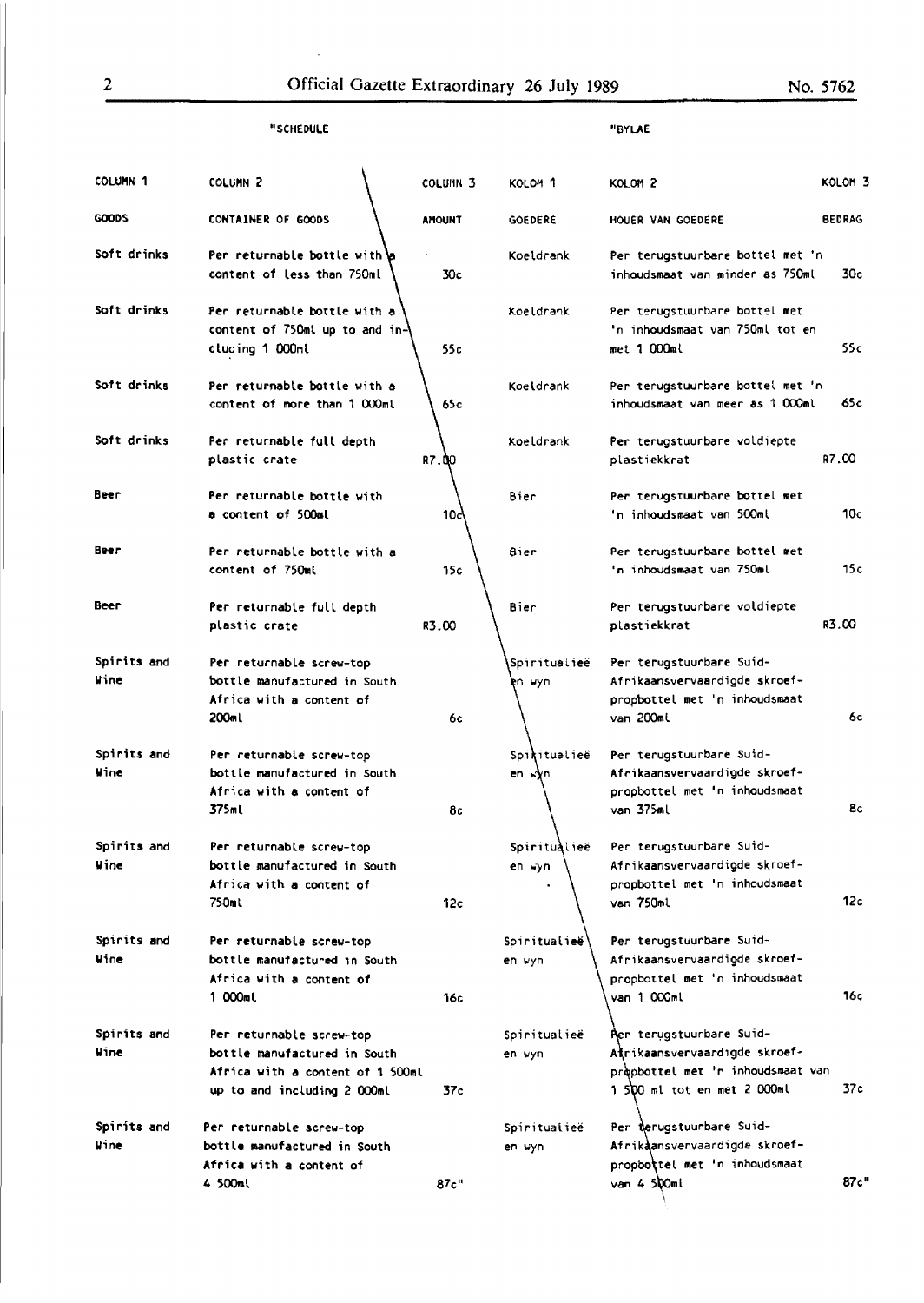"SCHEDULE

| COLUMN 1 | COLUMN 2 | COLUMN 3 |
|---|---|---|
| GOODS | CONTAINER OF GOODS | AMOUNT |
| Soft drinks | Per returnable bottle with a content of less than 750ml | 30c |
| Soft drinks | Per returnable bottle with a content of 750ml up to and including 1 000ml | 55c |
| Soft drinks | Per returnable bottle with a content of more than 1 000ml | 65c |
| Soft drinks | Per returnable full depth plastic crate | R7.00 |
| Beer | Per returnable bottle with a content of 500ml | 10c |
| Beer | Per returnable bottle with a content of 750ml | 15c |
| Beer | Per returnable full depth plastic crate | R3.00 |
| Spirits and Wine | Per returnable screw-top bottle manufactured in South Africa with a content of 200ml | 6c |
| Spirits and Wine | Per returnable screw-top bottle manufactured in South Africa with a content of 375ml | 8c |
| Spirits and Wine | Per returnable screw-top bottle manufactured in South Africa with a content of 750ml | 12c |
| Spirits and Wine | Per returnable screw-top bottle manufactured in South Africa with a content of 1 000ml | 16c |
| Spirits and Wine | Per returnable screw-top bottle manufactured in South Africa with a content of 1 500ml up to and including 2 000ml | 37c |
| Spirits and Wine | Per returnable screw-top bottle manufactured in South Africa with a content of 4 500ml | 87c" |

"BYLAE

| KOLOM 1 | KOLOM 2 | KOLOM 3 |
|---|---|---|
| GOEDERE | HOUER VAN GOEDERE | BEDRAG |
| Koeldrank | Per terugstuurbare bottel met 'n inhoudsmaat van minder as 750ml | 30c |
| Koeldrank | Per terugstuurbare bottel met 'n inhoudsmaat van 750ml tot en met 1 000ml | 55c |
| Koeldrank | Per terugstuurbare bottel met 'n inhoudsmaat van meer as 1 000ml | 65c |
| Koeldrank | Per terugstuurbare voldiepte plastiekkrat | R7.00 |
| Bier | Per terugstuurbare bottel met 'n inhoudsmaat van 500ml | 10c |
| Bier | Per terugstuurbare bottel met 'n inhoudsmaat van 750ml | 15c |
| Bier | Per terugstuurbare voldiepte plastiekkrat | R3.00 |
| Spiritualieë en wyn | Per terugstuurbare Suid-Afrikaansvervaardigde skroefpropbottel met 'n inhoudsmaat van 200ml | 6c |
| Spiritualieë en wyn | Per terugstuurbare Suid-Afrikaansvervaardigde skroefpropbottel met 'n inhoudsmaat van 375ml | 8c |
| Spiritualieë en wyn | Per terugstuurbare Suid-Afrikaansvervaardigde skroefpropbottel met 'n inhoudsmaat van 750ml | 12c |
| Spiritualieë en wyn | Per terugstuurbare Suid-Afrikaansvervaardigde skroefpropbottel met 'n inhoudsmaat van 1 000ml | 16c |
| Spiritualieë en wyn | Per terugstuurbare Suid-Afrikaansvervaardigde skroefpropbottel met 'n inhoudsmaat van 1 500 ml tot en met 2 000ml | 37c |
| Spiritualieë en wyn | Per terugstuurbare Suid-Afrikaansvervaardigde skroefpropbottel met 'n inhoudsmaat van 4 500ml | 87c" |